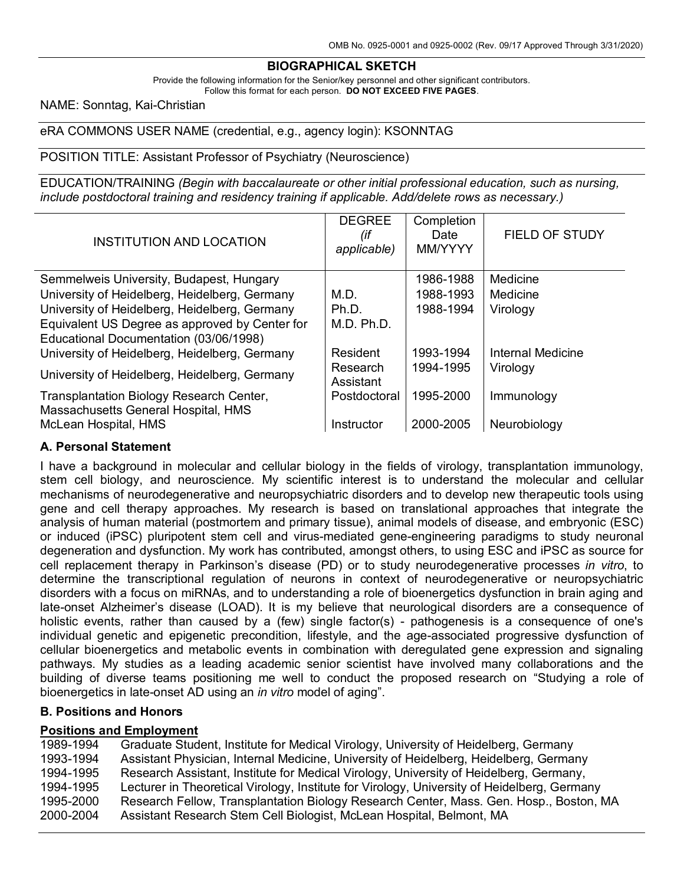OMB No. 0925-0001 and 0925-0002 (Rev. 09/17 Approved Through 3/31/2020)

# BIOGRAPHICAL SKETCH

Provide the following information for the Senior/key personnel and other significant contributors.
Follow this format for each person. **DO NOT EXCEED FIVE PAGES**.

NAME: Sonntag, Kai-Christian

eRA COMMONS USER NAME (credential, e.g., agency login): KSONNTAG

POSITION TITLE: Assistant Professor of Psychiatry (Neuroscience)

EDUCATION/TRAINING *(Begin with baccalaureate or other initial professional education, such as nursing, include postdoctoral training and residency training if applicable. Add/delete rows as necessary.)*

| INSTITUTION AND LOCATION | DEGREE *(if applicable)* | Completion Date MM/YYYY | FIELD OF STUDY |
|---|---|---|---|
| Semmelweis University, Budapest, Hungary | | 1986-1988 | Medicine |
| University of Heidelberg, Heidelberg, Germany | M.D. | 1988-1993 | Medicine |
| University of Heidelberg, Heidelberg, Germany | Ph.D. | 1988-1994 | Virology |
| Equivalent US Degree as approved by Center for Educational Documentation (03/06/1998) | M.D. Ph.D. | | |
| University of Heidelberg, Heidelberg, Germany | Resident | 1993-1994 | Internal Medicine |
| University of Heidelberg, Heidelberg, Germany | Research Assistant | 1994-1995 | Virology |
| Transplantation Biology Research Center, Massachusetts General Hospital, HMS | Postdoctoral | 1995-2000 | Immunology |
| McLean Hospital, HMS | Instructor | 2000-2005 | Neurobiology |

## A. Personal Statement

I have a background in molecular and cellular biology in the fields of virology, transplantation immunology, stem cell biology, and neuroscience. My scientific interest is to understand the molecular and cellular mechanisms of neurodegenerative and neuropsychiatric disorders and to develop new therapeutic tools using gene and cell therapy approaches. My research is based on translational approaches that integrate the analysis of human material (postmortem and primary tissue), animal models of disease, and embryonic (ESC) or induced (iPSC) pluripotent stem cell and virus-mediated gene-engineering paradigms to study neuronal degeneration and dysfunction. My work has contributed, amongst others, to using ESC and iPSC as source for cell replacement therapy in Parkinson's disease (PD) or to study neurodegenerative processes *in vitro*, to determine the transcriptional regulation of neurons in context of neurodegenerative or neuropsychiatric disorders with a focus on miRNAs, and to understanding a role of bioenergetics dysfunction in brain aging and late-onset Alzheimer's disease (LOAD). It is my believe that neurological disorders are a consequence of holistic events, rather than caused by a (few) single factor(s) - pathogenesis is a consequence of one's individual genetic and epigenetic precondition, lifestyle, and the age-associated progressive dysfunction of cellular bioenergetics and metabolic events in combination with deregulated gene expression and signaling pathways. My studies as a leading academic senior scientist have involved many collaborations and the building of diverse teams positioning me well to conduct the proposed research on "Studying a role of bioenergetics in late-onset AD using an *in vitro* model of aging".

## B. Positions and Honors

### Positions and Employment

1989-1994 Graduate Student, Institute for Medical Virology, University of Heidelberg, Germany
1993-1994 Assistant Physician, Internal Medicine, University of Heidelberg, Heidelberg, Germany
1994-1995 Research Assistant, Institute for Medical Virology, University of Heidelberg, Germany,
1994-1995 Lecturer in Theoretical Virology, Institute for Virology, University of Heidelberg, Germany
1995-2000 Research Fellow, Transplantation Biology Research Center, Mass. Gen. Hosp., Boston, MA
2000-2004 Assistant Research Stem Cell Biologist, McLean Hospital, Belmont, MA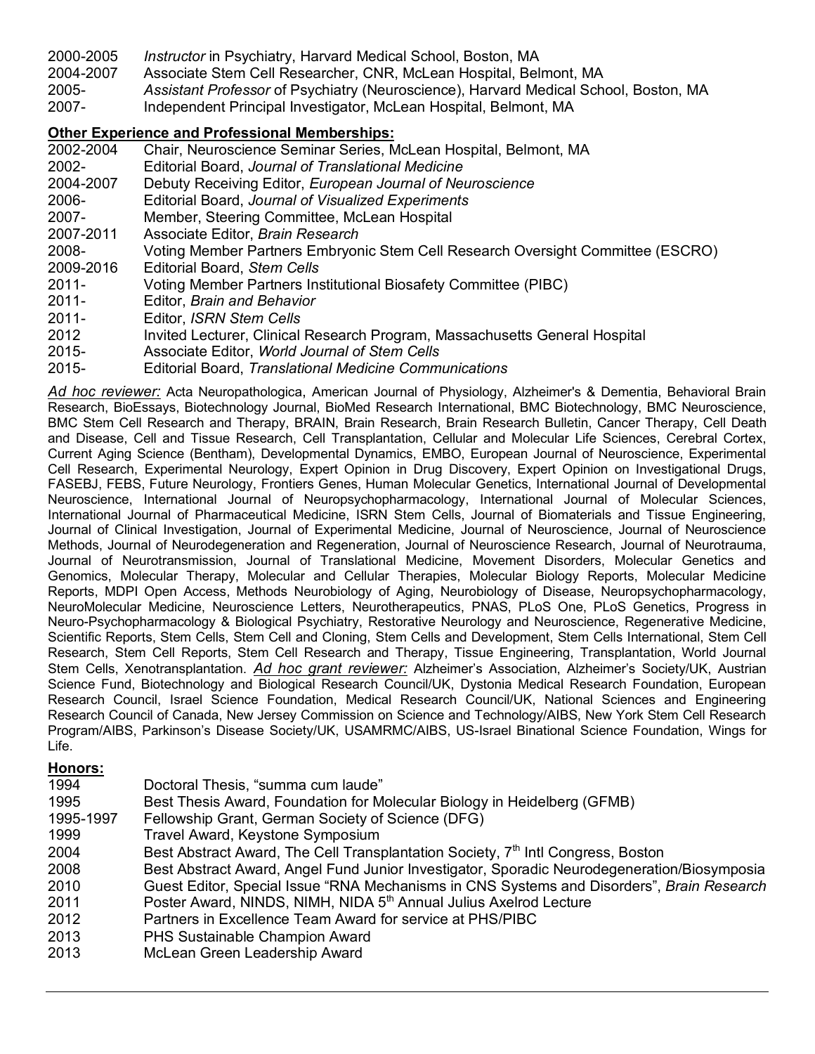2000-2005 *Instructor* in Psychiatry, Harvard Medical School, Boston, MA
2004-2007 Associate Stem Cell Researcher, CNR, McLean Hospital, Belmont, MA
2005- *Assistant Professor* of Psychiatry (Neuroscience), Harvard Medical School, Boston, MA
2007- Independent Principal Investigator, McLean Hospital, Belmont, MA

**Other Experience and Professional Memberships:**

2002-2004 Chair, Neuroscience Seminar Series, McLean Hospital, Belmont, MA
2002- Editorial Board, *Journal of Translational Medicine*
2004-2007 Debuty Receiving Editor, *European Journal of Neuroscience*
2006- Editorial Board, *Journal of Visualized Experiments*
2007- Member, Steering Committee, McLean Hospital
2007-2011 Associate Editor, *Brain Research*
2008- Voting Member Partners Embryonic Stem Cell Research Oversight Committee (ESCRO)
2009-2016 Editorial Board, *Stem Cells*
2011- Voting Member Partners Institutional Biosafety Committee (PIBC)
2011- Editor, *Brain and Behavior*
2011- Editor, *ISRN Stem Cells*
2012 Invited Lecturer, Clinical Research Program, Massachusetts General Hospital
2015- Associate Editor, *World Journal of Stem Cells*
2015- Editorial Board, *Translational Medicine Communications*

*Ad hoc reviewer:* Acta Neuropathologica, American Journal of Physiology, Alzheimer's & Dementia, Behavioral Brain Research, BioEssays, Biotechnology Journal, BioMed Research International, BMC Biotechnology, BMC Neuroscience, BMC Stem Cell Research and Therapy, BRAIN, Brain Research, Brain Research Bulletin, Cancer Therapy, Cell Death and Disease, Cell and Tissue Research, Cell Transplantation, Cellular and Molecular Life Sciences, Cerebral Cortex, Current Aging Science (Bentham), Developmental Dynamics, EMBO, European Journal of Neuroscience, Experimental Cell Research, Experimental Neurology, Expert Opinion in Drug Discovery, Expert Opinion on Investigational Drugs, FASEBJ, FEBS, Future Neurology, Frontiers Genes, Human Molecular Genetics, International Journal of Developmental Neuroscience, International Journal of Neuropsychopharmacology, International Journal of Molecular Sciences, International Journal of Pharmaceutical Medicine, ISRN Stem Cells, Journal of Biomaterials and Tissue Engineering, Journal of Clinical Investigation, Journal of Experimental Medicine, Journal of Neuroscience, Journal of Neuroscience Methods, Journal of Neurodegeneration and Regeneration, Journal of Neuroscience Research, Journal of Neurotrauma, Journal of Neurotransmission, Journal of Translational Medicine, Movement Disorders, Molecular Genetics and Genomics, Molecular Therapy, Molecular and Cellular Therapies, Molecular Biology Reports, Molecular Medicine Reports, MDPI Open Access, Methods Neurobiology of Aging, Neurobiology of Disease, Neuropsychopharmacology, NeuroMolecular Medicine, Neuroscience Letters, Neurotherapeutics, PNAS, PLoS One, PLoS Genetics, Progress in Neuro-Psychopharmacology & Biological Psychiatry, Restorative Neurology and Neuroscience, Regenerative Medicine, Scientific Reports, Stem Cells, Stem Cell and Cloning, Stem Cells and Development, Stem Cells International, Stem Cell Research, Stem Cell Reports, Stem Cell Research and Therapy, Tissue Engineering, Transplantation, World Journal Stem Cells, Xenotransplantation. *Ad hoc grant reviewer:* Alzheimer's Association, Alzheimer's Society/UK, Austrian Science Fund, Biotechnology and Biological Research Council/UK, Dystonia Medical Research Foundation, European Research Council, Israel Science Foundation, Medical Research Council/UK, National Sciences and Engineering Research Council of Canada, New Jersey Commission on Science and Technology/AIBS, New York Stem Cell Research Program/AIBS, Parkinson's Disease Society/UK, USAMRMC/AIBS, US-Israel Binational Science Foundation, Wings for Life.

**Honors:**

1994 Doctoral Thesis, "summa cum laude"
1995 Best Thesis Award, Foundation for Molecular Biology in Heidelberg (GFMB)
1995-1997 Fellowship Grant, German Society of Science (DFG)
1999 Travel Award, Keystone Symposium
2004 Best Abstract Award, The Cell Transplantation Society, 7th Intl Congress, Boston
2008 Best Abstract Award, Angel Fund Junior Investigator, Sporadic Neurodegeneration/Biosymposia
2010 Guest Editor, Special Issue "RNA Mechanisms in CNS Systems and Disorders", *Brain Research*
2011 Poster Award, NINDS, NIMH, NIDA 5th Annual Julius Axelrod Lecture
2012 Partners in Excellence Team Award for service at PHS/PIBC
2013 PHS Sustainable Champion Award
2013 McLean Green Leadership Award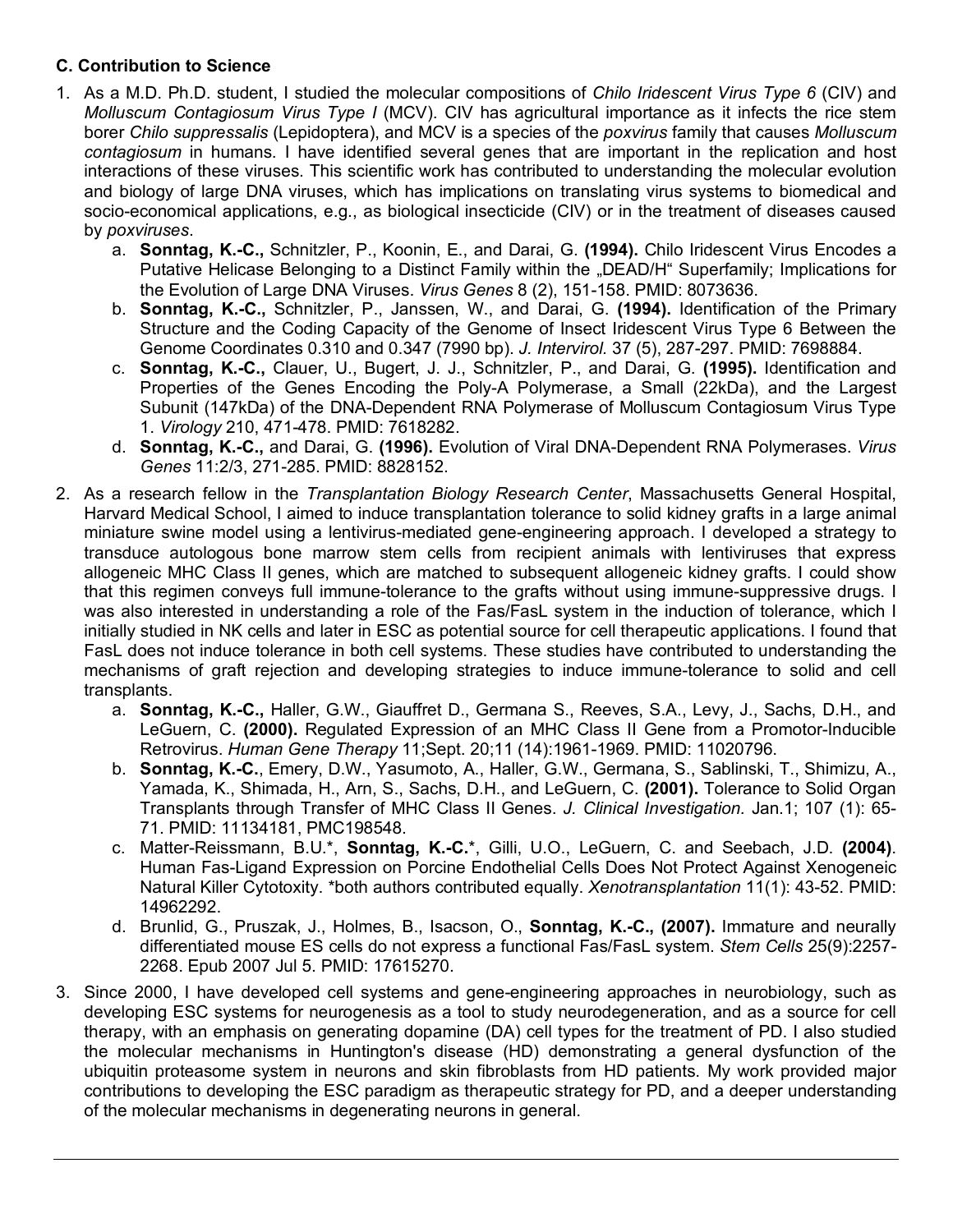**C. Contribution to Science**

1. As a M.D. Ph.D. student, I studied the molecular compositions of *Chilo Iridescent Virus Type 6* (CIV) and *Molluscum Contagiosum Virus Type I* (MCV). CIV has agricultural importance as it infects the rice stem borer *Chilo suppressalis* (Lepidoptera), and MCV is a species of the *poxvirus* family that causes *Molluscum contagiosum* in humans. I have identified several genes that are important in the replication and host interactions of these viruses. This scientific work has contributed to understanding the molecular evolution and biology of large DNA viruses, which has implications on translating virus systems to biomedical and socio-economical applications, e.g., as biological insecticide (CIV) or in the treatment of diseases caused by *poxviruses*.
   a. **Sonntag, K.-C.,** Schnitzler, P., Koonin, E., and Darai, G. **(1994).** Chilo Iridescent Virus Encodes a Putative Helicase Belonging to a Distinct Family within the „DEAD/H" Superfamily; Implications for the Evolution of Large DNA Viruses. *Virus Genes* 8 (2), 151-158. PMID: 8073636.
   b. **Sonntag, K.-C.,** Schnitzler, P., Janssen, W., and Darai, G. **(1994).** Identification of the Primary Structure and the Coding Capacity of the Genome of Insect Iridescent Virus Type 6 Between the Genome Coordinates 0.310 and 0.347 (7990 bp). *J. Intervirol.* 37 (5), 287-297. PMID: 7698884.
   c. **Sonntag, K.-C.,** Clauer, U., Bugert, J. J., Schnitzler, P., and Darai, G. **(1995).** Identification and Properties of the Genes Encoding the Poly-A Polymerase, a Small (22kDa), and the Largest Subunit (147kDa) of the DNA-Dependent RNA Polymerase of Molluscum Contagiosum Virus Type 1. *Virology* 210, 471-478. PMID: 7618282.
   d. **Sonntag, K.-C.,** and Darai, G. **(1996).** Evolution of Viral DNA-Dependent RNA Polymerases. *Virus Genes* 11:2/3, 271-285. PMID: 8828152.

2. As a research fellow in the *Transplantation Biology Research Center*, Massachusetts General Hospital, Harvard Medical School, I aimed to induce transplantation tolerance to solid kidney grafts in a large animal miniature swine model using a lentivirus-mediated gene-engineering approach. I developed a strategy to transduce autologous bone marrow stem cells from recipient animals with lentiviruses that express allogeneic MHC Class II genes, which are matched to subsequent allogeneic kidney grafts. I could show that this regimen conveys full immune-tolerance to the grafts without using immune-suppressive drugs. I was also interested in understanding a role of the Fas/FasL system in the induction of tolerance, which I initially studied in NK cells and later in ESC as potential source for cell therapeutic applications. I found that FasL does not induce tolerance in both cell systems. These studies have contributed to understanding the mechanisms of graft rejection and developing strategies to induce immune-tolerance to solid and cell transplants.
   a. **Sonntag, K.-C.,** Haller, G.W., Giauffret D., Germana S., Reeves, S.A., Levy, J., Sachs, D.H., and LeGuern, C. **(2000).** Regulated Expression of an MHC Class II Gene from a Promotor-Inducible Retrovirus. *Human Gene Therapy* 11;Sept. 20;11 (14):1961-1969. PMID: 11020796.
   b. **Sonntag, K.-C.**, Emery, D.W., Yasumoto, A., Haller, G.W., Germana, S., Sablinski, T., Shimizu, A., Yamada, K., Shimada, H., Arn, S., Sachs, D.H., and LeGuern, C. **(2001).** Tolerance to Solid Organ Transplants through Transfer of MHC Class II Genes. *J. Clinical Investigation.* Jan.1; 107 (1): 65-71. PMID: 11134181, PMC198548.
   c. Matter-Reissmann, B.U.*, **Sonntag, K.-C.***, Gilli, U.O., LeGuern, C. and Seebach, J.D. **(2004)**. Human Fas-Ligand Expression on Porcine Endothelial Cells Does Not Protect Against Xenogeneic Natural Killer Cytotoxity. *both authors contributed equally. *Xenotransplantation* 11(1): 43-52. PMID: 14962292.
   d. Brunlid, G., Pruszak, J., Holmes, B., Isacson, O., **Sonntag, K.-C., (2007).** Immature and neurally differentiated mouse ES cells do not express a functional Fas/FasL system. *Stem Cells* 25(9):2257-2268. Epub 2007 Jul 5. PMID: 17615270.

3. Since 2000, I have developed cell systems and gene-engineering approaches in neurobiology, such as developing ESC systems for neurogenesis as a tool to study neurodegeneration, and as a source for cell therapy, with an emphasis on generating dopamine (DA) cell types for the treatment of PD. I also studied the molecular mechanisms in Huntington's disease (HD) demonstrating a general dysfunction of the ubiquitin proteasome system in neurons and skin fibroblasts from HD patients. My work provided major contributions to developing the ESC paradigm as therapeutic strategy for PD, and a deeper understanding of the molecular mechanisms in degenerating neurons in general.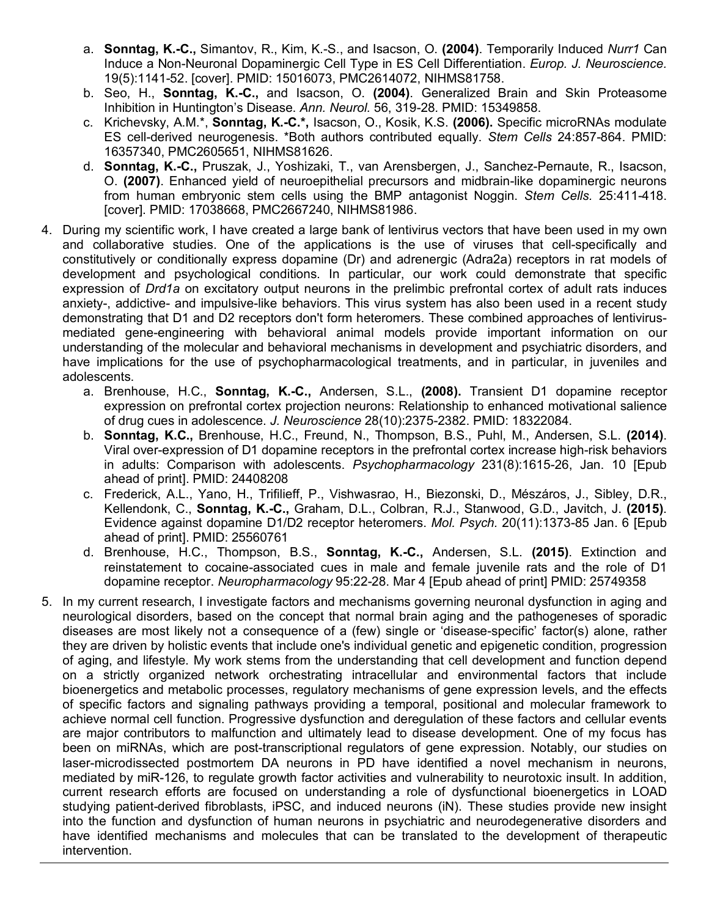a. **Sonntag, K.-C.,** Simantov, R., Kim, K.-S., and Isacson, O. **(2004)**. Temporarily Induced *Nurr1* Can Induce a Non-Neuronal Dopaminergic Cell Type in ES Cell Differentiation. *Europ. J. Neuroscience.* 19(5):1141-52. [cover]. PMID: 15016073, PMC2614072, NIHMS81758.
   b. Seo, H., **Sonntag, K.-C.,** and Isacson, O. **(2004)**. Generalized Brain and Skin Proteasome Inhibition in Huntington's Disease. *Ann. Neurol.* 56, 319-28. PMID: 15349858.
   c. Krichevsky, A.M.*, **Sonntag, K.-C.*,** Isacson, O., Kosik, K.S. **(2006).** Specific microRNAs modulate ES cell-derived neurogenesis. *Both authors contributed equally. *Stem Cells* 24:857-864. PMID: 16357340, PMC2605651, NIHMS81626.
   d. **Sonntag, K.-C.,** Pruszak, J., Yoshizaki, T., van Arensbergen, J., Sanchez-Pernaute, R., Isacson, O. **(2007)**. Enhanced yield of neuroepithelial precursors and midbrain-like dopaminergic neurons from human embryonic stem cells using the BMP antagonist Noggin. *Stem Cells.* 25:411-418. [cover]. PMID: 17038668, PMC2667240, NIHMS81986.

4. During my scientific work, I have created a large bank of lentivirus vectors that have been used in my own and collaborative studies. One of the applications is the use of viruses that cell-specifically and constitutively or conditionally express dopamine (Dr) and adrenergic (Adra2a) receptors in rat models of development and psychological conditions. In particular, our work could demonstrate that specific expression of *Drd1a* on excitatory output neurons in the prelimbic prefrontal cortex of adult rats induces anxiety-, addictive- and impulsive-like behaviors. This virus system has also been used in a recent study demonstrating that D1 and D2 receptors don't form heteromers. These combined approaches of lentivirus-mediated gene-engineering with behavioral animal models provide important information on our understanding of the molecular and behavioral mechanisms in development and psychiatric disorders, and have implications for the use of psychopharmacological treatments, and in particular, in juveniles and adolescents.
   a. Brenhouse, H.C., **Sonntag, K.-C.,** Andersen, S.L., **(2008).** Transient D1 dopamine receptor expression on prefrontal cortex projection neurons: Relationship to enhanced motivational salience of drug cues in adolescence. *J. Neuroscience* 28(10):2375-2382. PMID: 18322084.
   b. **Sonntag, K.C.,** Brenhouse, H.C., Freund, N., Thompson, B.S., Puhl, M., Andersen, S.L. **(2014)**. Viral over-expression of D1 dopamine receptors in the prefrontal cortex increase high-risk behaviors in adults: Comparison with adolescents. *Psychopharmacology* 231(8):1615-26, Jan. 10 [Epub ahead of print]. PMID: 24408208
   c. Frederick, A.L., Yano, H., Trifilieff, P., Vishwasrao, H., Biezonski, D., Mészáros, J., Sibley, D.R., Kellendonk, C., **Sonntag, K.-C.,** Graham, D.L., Colbran, R.J., Stanwood, G.D., Javitch, J. **(2015)**. Evidence against dopamine D1/D2 receptor heteromers. *Mol. Psych.* 20(11):1373-85 Jan. 6 [Epub ahead of print]. PMID: 25560761
   d. Brenhouse, H.C., Thompson, B.S., **Sonntag, K.-C.,** Andersen, S.L. **(2015)**. Extinction and reinstatement to cocaine-associated cues in male and female juvenile rats and the role of D1 dopamine receptor. *Neuropharmacology* 95:22-28. Mar 4 [Epub ahead of print] PMID: 25749358

5. In my current research, I investigate factors and mechanisms governing neuronal dysfunction in aging and neurological disorders, based on the concept that normal brain aging and the pathogeneses of sporadic diseases are most likely not a consequence of a (few) single or 'disease-specific' factor(s) alone, rather they are driven by holistic events that include one's individual genetic and epigenetic condition, progression of aging, and lifestyle. My work stems from the understanding that cell development and function depend on a strictly organized network orchestrating intracellular and environmental factors that include bioenergetics and metabolic processes, regulatory mechanisms of gene expression levels, and the effects of specific factors and signaling pathways providing a temporal, positional and molecular framework to achieve normal cell function. Progressive dysfunction and deregulation of these factors and cellular events are major contributors to malfunction and ultimately lead to disease development. One of my focus has been on miRNAs, which are post-transcriptional regulators of gene expression. Notably, our studies on laser-microdissected postmortem DA neurons in PD have identified a novel mechanism in neurons, mediated by miR-126, to regulate growth factor activities and vulnerability to neurotoxic insult. In addition, current research efforts are focused on understanding a role of dysfunctional bioenergetics in LOAD studying patient-derived fibroblasts, iPSC, and induced neurons (iN). These studies provide new insight into the function and dysfunction of human neurons in psychiatric and neurodegenerative disorders and have identified mechanisms and molecules that can be translated to the development of therapeutic intervention.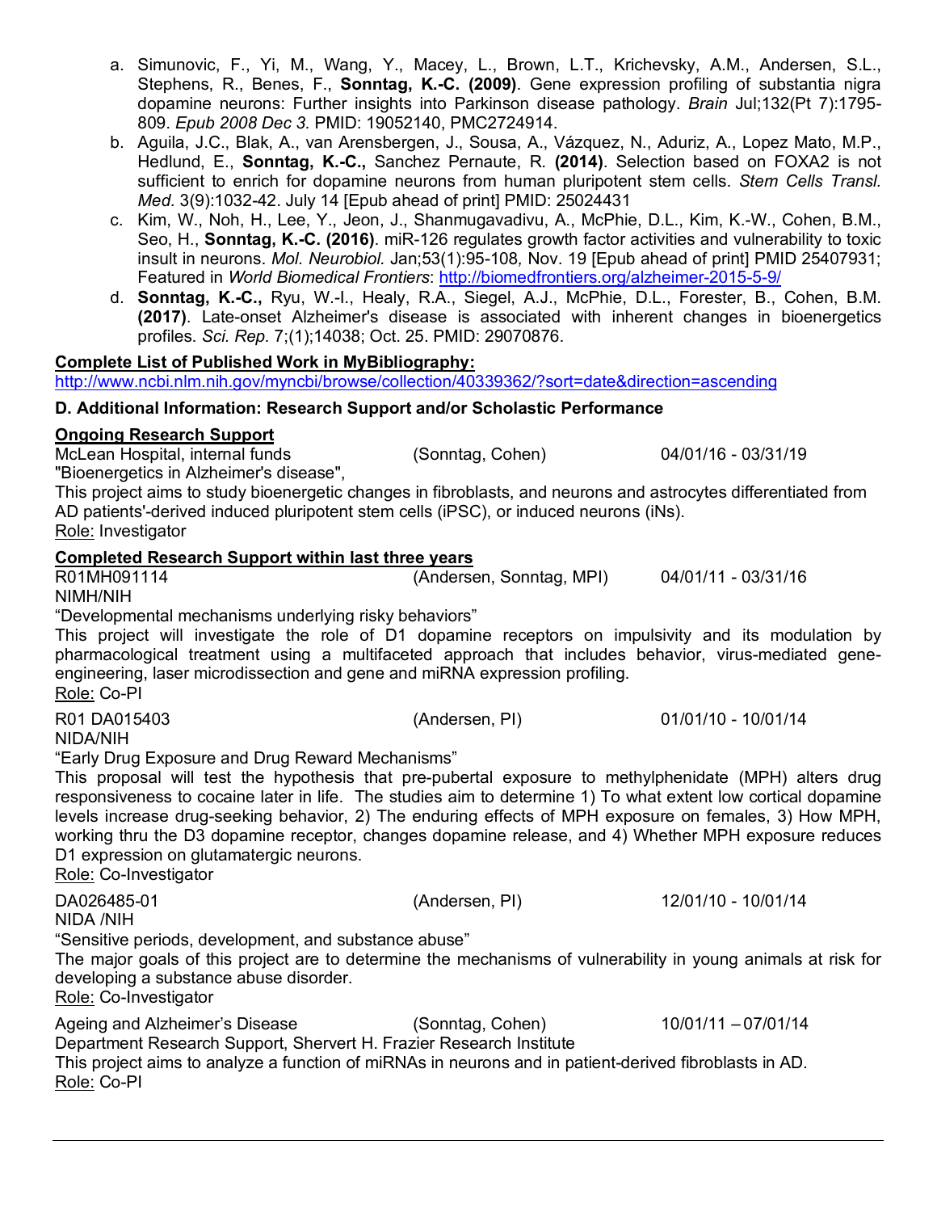a. Simunovic, F., Yi, M., Wang, Y., Macey, L., Brown, L.T., Krichevsky, A.M., Andersen, S.L., Stephens, R., Benes, F., **Sonntag, K.-C. (2009)**. Gene expression profiling of substantia nigra dopamine neurons: Further insights into Parkinson disease pathology. *Brain* Jul;132(Pt 7):1795-809. *Epub 2008 Dec 3.* PMID: 19052140, PMC2724914.
b. Aguila, J.C., Blak, A., van Arensbergen, J., Sousa, A., Vázquez, N., Aduriz, A., Lopez Mato, M.P., Hedlund, E., **Sonntag, K.-C.,** Sanchez Pernaute, R. **(2014)**. Selection based on FOXA2 is not sufficient to enrich for dopamine neurons from human pluripotent stem cells. *Stem Cells Transl. Med.* 3(9):1032-42. July 14 [Epub ahead of print] PMID: 25024431
c. Kim, W., Noh, H., Lee, Y., Jeon, J., Shanmugavadivu, A., McPhie, D.L., Kim, K.-W., Cohen, B.M., Seo, H., **Sonntag, K.-C. (2016)**. miR-126 regulates growth factor activities and vulnerability to toxic insult in neurons. *Mol. Neurobiol.* Jan;53(1):95-108*,* Nov. 19 [Epub ahead of print] PMID 25407931; Featured in *World Biomedical Frontiers*: http://biomedfrontiers.org/alzheimer-2015-5-9/
d. **Sonntag, K.-C.,** Ryu, W.-I., Healy, R.A., Siegel, A.J., McPhie, D.L., Forester, B., Cohen, B.M. **(2017)**. Late-onset Alzheimer's disease is associated with inherent changes in bioenergetics profiles. *Sci. Rep.* 7;(1);14038; Oct. 25. PMID: 29070876.

**Complete List of Published Work in MyBibliography:**
http://www.ncbi.nlm.nih.gov/myncbi/browse/collection/40339362/?sort=date&direction=ascending

### D. Additional Information: Research Support and/or Scholastic Performance

**Ongoing Research Support**

McLean Hospital, internal funds (Sonntag, Cohen) 04/01/16 - 03/31/19
"Bioenergetics in Alzheimer's disease",
This project aims to study bioenergetic changes in fibroblasts, and neurons and astrocytes differentiated from AD patients'-derived induced pluripotent stem cells (iPSC), or induced neurons (iNs).
Role: Investigator

**Completed Research Support within last three years**

R01MH091114 (Andersen, Sonntag, MPI) 04/01/11 - 03/31/16
NIMH/NIH
"Developmental mechanisms underlying risky behaviors"
This project will investigate the role of D1 dopamine receptors on impulsivity and its modulation by pharmacological treatment using a multifaceted approach that includes behavior, virus-mediated gene-engineering, laser microdissection and gene and miRNA expression profiling.
Role: Co-PI

R01 DA015403 (Andersen, PI) 01/01/10 - 10/01/14
NIDA/NIH
"Early Drug Exposure and Drug Reward Mechanisms"
This proposal will test the hypothesis that pre-pubertal exposure to methylphenidate (MPH) alters drug responsiveness to cocaine later in life. The studies aim to determine 1) To what extent low cortical dopamine levels increase drug-seeking behavior, 2) The enduring effects of MPH exposure on females, 3) How MPH, working thru the D3 dopamine receptor, changes dopamine release, and 4) Whether MPH exposure reduces D1 expression on glutamatergic neurons.
Role: Co-Investigator

DA026485-01 (Andersen, PI) 12/01/10 - 10/01/14
NIDA /NIH
"Sensitive periods, development, and substance abuse"
The major goals of this project are to determine the mechanisms of vulnerability in young animals at risk for developing a substance abuse disorder.
Role: Co-Investigator

Ageing and Alzheimer's Disease (Sonntag, Cohen) 10/01/11 – 07/01/14
Department Research Support, Shervert H. Frazier Research Institute
This project aims to analyze a function of miRNAs in neurons and in patient-derived fibroblasts in AD.
Role: Co-PI